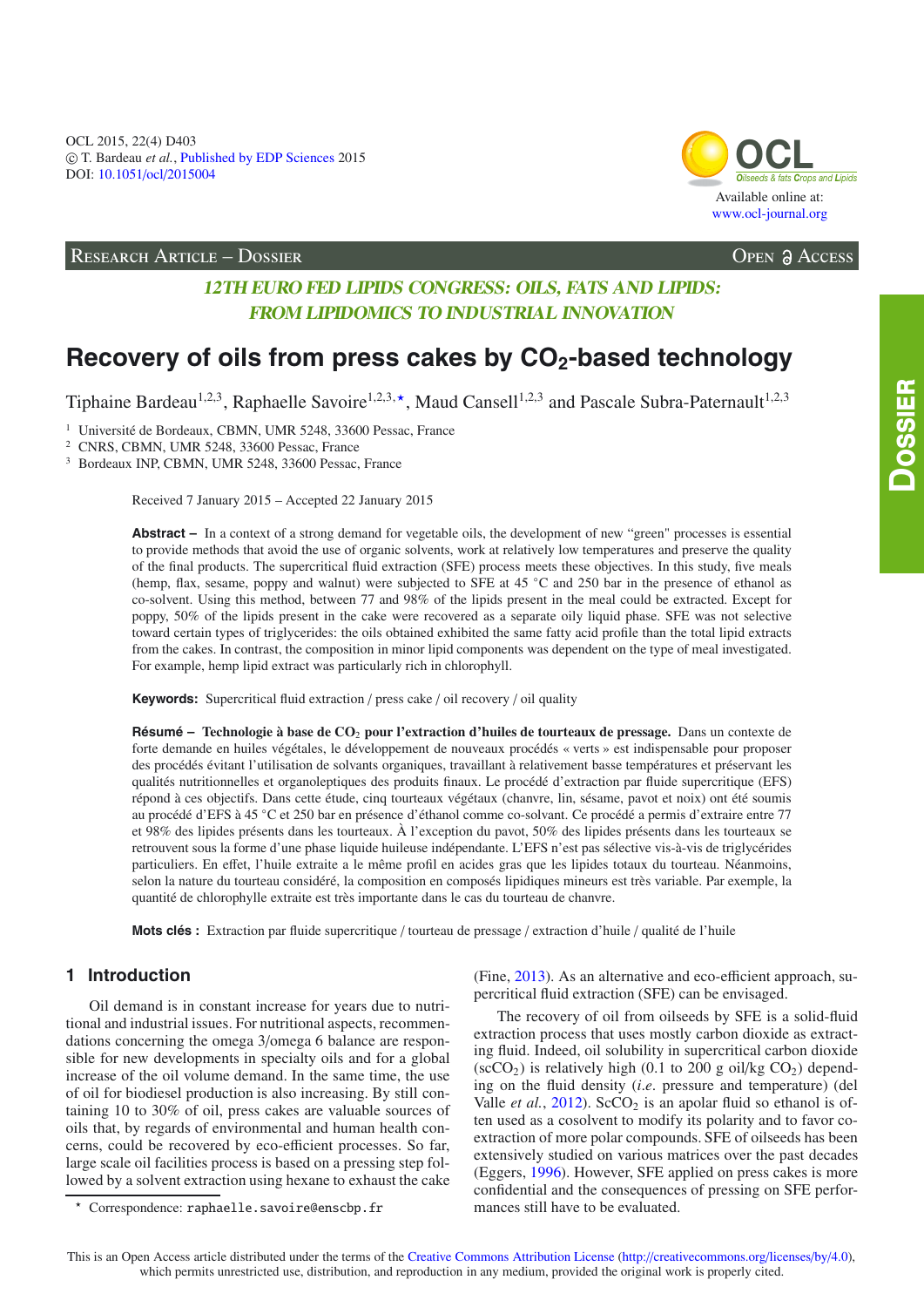RESEARCH ARTICLE – DOSSIER

*12TH EURO FED LIPIDS CONGRESS: OILS, FATS AND LIPIDS: FROM LIPIDOMICS TO INDUSTRIAL INNOVATION*

# Recovery of oils from press cakes by $CO_2$-based technology

Tiphaine Bardeau[1,2,3], Raphaelle Savoire[1,2,3,⋆], Maud Cansell[1,2,3] and Pascale Subra-Paternault[1,2,3]

[1] Université de Bordeaux, CBMN, UMR 5248, 33600 Pessac, France
[2] CNRS, CBMN, UMR 5248, 33600 Pessac, France
[3] Bordeaux INP, CBMN, UMR 5248, 33600 Pessac, France

Received 7 January 2015 – Accepted 22 January 2015

**Abstract –** In a context of a strong demand for vegetable oils, the development of new "green" processes is essential to provide methods that avoid the use of organic solvents, work at relatively low temperatures and preserve the quality of the final products. The supercritical fluid extraction (SFE) process meets these objectives. In this study, five meals (hemp, flax, sesame, poppy and walnut) were subjected to SFE at 45 °C and 250 bar in the presence of ethanol as co-solvent. Using this method, between 77 and 98% of the lipids present in the meal could be extracted. Except for poppy, 50% of the lipids present in the cake were recovered as a separate oily liquid phase. SFE was not selective toward certain types of triglycerides: the oils obtained exhibited the same fatty acid profile than the total lipid extracts from the cakes. In contrast, the composition in minor lipid components was dependent on the type of meal investigated. For example, hemp lipid extract was particularly rich in chlorophyll.

**Keywords:** Supercritical fluid extraction / press cake / oil recovery / oil quality

**Résumé – Technologie à base de $CO_2$ pour l'extraction d'huiles de tourteaux de pressage.** Dans un contexte de forte demande en huiles végétales, le développement de nouveaux procédés « verts » est indispensable pour proposer des procédés évitant l'utilisation de solvants organiques, travaillant à relativement basse températures et préservant les qualités nutritionnelles et organoleptiques des produits finaux. Le procédé d'extraction par fluide supercritique (EFS) répond à ces objectifs. Dans cette étude, cinq tourteaux végétaux (chanvre, lin, sésame, pavot et noix) ont été soumis au procédé d'EFS à 45 °C et 250 bar en présence d'éthanol comme co-solvant. Ce procédé a permis d'extraire entre 77 et 98% des lipides présents dans les tourteaux. À l'exception du pavot, 50% des lipides présents dans les tourteaux se retrouvent sous la forme d'une phase liquide huileuse indépendante. L'EFS n'est pas sélective vis-à-vis de triglycérides particuliers. En effet, l'huile extraite a le même profil en acides gras que les lipides totaux du tourteau. Néanmoins, selon la nature du tourteau considéré, la composition en composés lipidiques mineurs est très variable. Par exemple, la quantité de chlorophylle extraite est très importante dans le cas du tourteau de chanvre.

**Mots clés :** Extraction par fluide supercritique / tourteau de pressage / extraction d'huile / qualité de l'huile

## 1 Introduction

Oil demand is in constant increase for years due to nutritional and industrial issues. For nutritional aspects, recommendations concerning the omega 3/omega 6 balance are responsible for new developments in specialty oils and for a global increase of the oil volume demand. In the same time, the use of oil for biodiesel production is also increasing. By still containing 10 to 30% of oil, press cakes are valuable sources of oils that, by regards of environmental and human health concerns, could be recovered by eco-efficient processes. So far, large scale oil facilities process is based on a pressing step followed by a solvent extraction using hexane to exhaust the cake (Fine, 2013). As an alternative and eco-efficient approach, supercritical fluid extraction (SFE) can be envisaged.

The recovery of oil from oilseeds by SFE is a solid-fluid extraction process that uses mostly carbon dioxide as extracting fluid. Indeed, oil solubility in supercritical carbon dioxide ($scCO_2$) is relatively high (0.1 to 200 g oil/kg $CO_2$) depending on the fluid density (*i.e.* pressure and temperature) (del Valle *et al.*, 2012). $ScCO_2$ is an apolar fluid so ethanol is often used as a cosolvent to modify its polarity and to favor co-extraction of more polar compounds. SFE of oilseeds has been extensively studied on various matrices over the past decades (Eggers, 1996). However, SFE applied on press cakes is more confidential and the consequences of pressing on SFE performances still have to be evaluated.

⋆ Correspondence: raphaelle.savoire@enscbp.fr

This is an Open Access article distributed under the terms of the Creative Commons Attribution License (http://creativecommons.org/licenses/by/4.0), which permits unrestricted use, distribution, and reproduction in any medium, provided the original work is properly cited.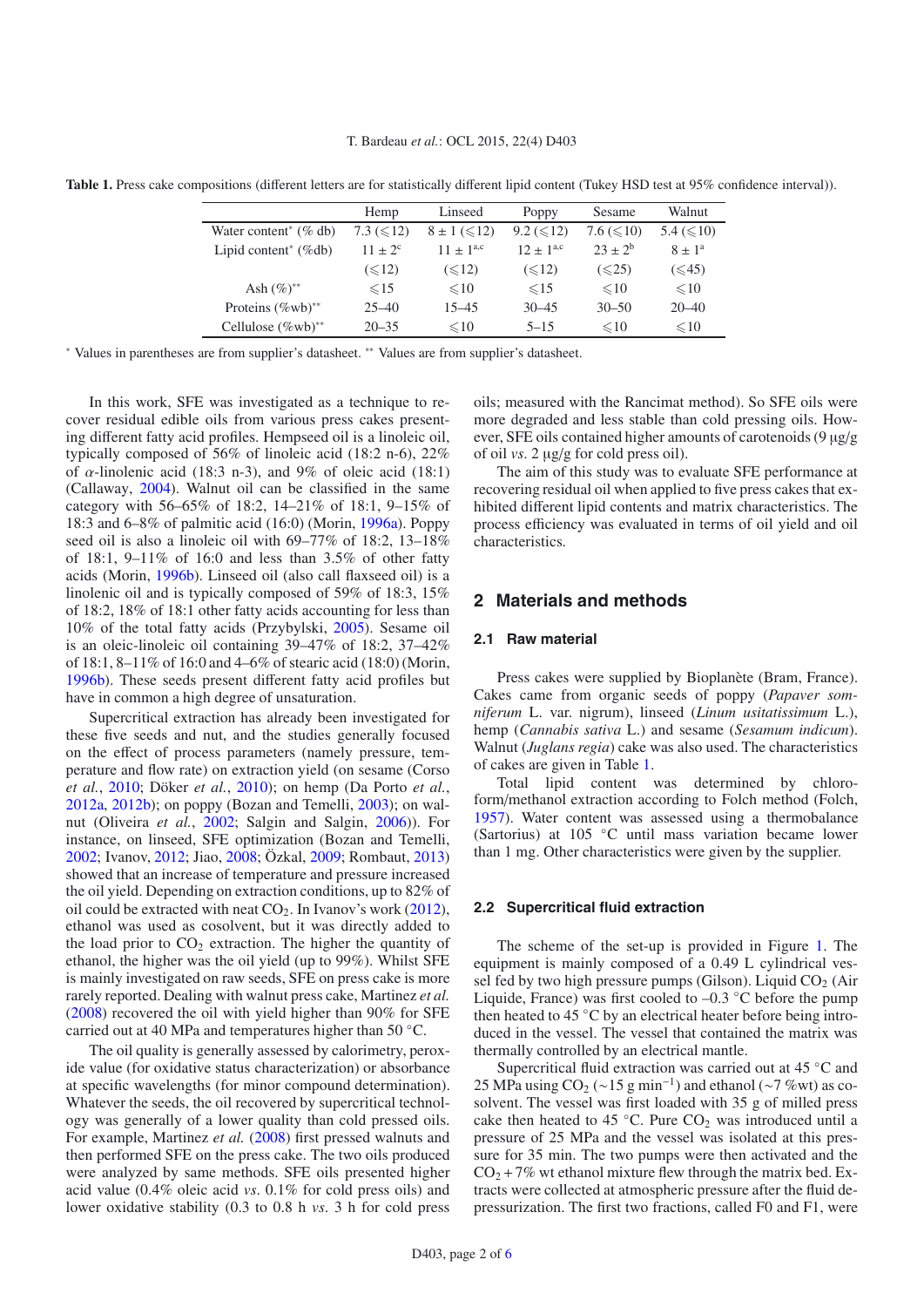**Table 1.** Press cake compositions (different letters are for statistically different lipid content (Tukey HSD test at 95% confidence interval)).

| | Hemp | Linseed | Poppy | Sesame | Walnut |
|---|---|---|---|---|---|
| Water content* (% db) | 7.3 (⩽12) | 8 ± 1 (⩽12) | 9.2 (⩽12) | 7.6 (⩽10) | 5.4 (⩽10) |
| Lipid content* (%db) | 11 ± 2[c] | 11 ± 1[a,c] | 12 ± 1[a,c] | 23 ± 2[b] | 8 ± 1[a] |
| | (⩽12) | (⩽12) | (⩽12) | (⩽25) | (⩽45) |
| Ash (%)** | ⩽15 | ⩽10 | ⩽15 | ⩽10 | ⩽10 |
| Proteins (%wb)** | 25–40 | 15–45 | 30–45 | 30–50 | 20–40 |
| Cellulose (%wb)** | 20–35 | ⩽10 | 5–15 | ⩽10 | ⩽10 |

* Values in parentheses are from supplier's datasheet. ** Values are from supplier's datasheet.

In this work, SFE was investigated as a technique to recover residual edible oils from various press cakes presenting different fatty acid profiles. Hempseed oil is a linoleic oil, typically composed of 56% of linoleic acid (18:2 n-6), 22% of $\alpha$-linolenic acid (18:3 n-3), and 9% of oleic acid (18:1) (Callaway, 2004). Walnut oil can be classified in the same category with 56–65% of 18:2, 14–21% of 18:1, 9–15% of 18:3 and 6–8% of palmitic acid (16:0) (Morin, 1996a). Poppy seed oil is also a linoleic oil with 69–77% of 18:2, 13–18% of 18:1, 9–11% of 16:0 and less than 3.5% of other fatty acids (Morin, 1996b). Linseed oil (also call flaxseed oil) is a linolenic oil and is typically composed of 59% of 18:3, 15% of 18:2, 18% of 18:1 other fatty acids accounting for less than 10% of the total fatty acids (Przybylski, 2005). Sesame oil is an oleic-linoleic oil containing 39–47% of 18:2, 37–42% of 18:1, 8–11% of 16:0 and 4–6% of stearic acid (18:0) (Morin, 1996b). These seeds present different fatty acid profiles but have in common a high degree of unsaturation.

Supercritical extraction has already been investigated for these five seeds and nut, and the studies generally focused on the effect of process parameters (namely pressure, temperature and flow rate) on extraction yield (on sesame (Corso *et al.*, 2010; Döker *et al.*, 2010); on hemp (Da Porto *et al.*, 2012a, 2012b); on poppy (Bozan and Temelli, 2003); on walnut (Oliveira *et al.*, 2002; Salgin and Salgin, 2006)). For instance, on linseed, SFE optimization (Bozan and Temelli, 2002; Ivanov, 2012; Jiao, 2008; Özkal, 2009; Rombaut, 2013) showed that an increase of temperature and pressure increased the oil yield. Depending on extraction conditions, up to 82% of oil could be extracted with neat $CO_2$. In Ivanov's work (2012), ethanol was used as cosolvent, but it was directly added to the load prior to $CO_2$ extraction. The higher the quantity of ethanol, the higher was the oil yield (up to 99%). Whilst SFE is mainly investigated on raw seeds, SFE on press cake is more rarely reported. Dealing with walnut press cake, Martinez *et al.* (2008) recovered the oil with yield higher than 90% for SFE carried out at 40 MPa and temperatures higher than 50 °C.

The oil quality is generally assessed by calorimetry, peroxide value (for oxidative status characterization) or absorbance at specific wavelengths (for minor compound determination). Whatever the seeds, the oil recovered by supercritical technology was generally of a lower quality than cold pressed oils. For example, Martinez *et al.* (2008) first pressed walnuts and then performed SFE on the press cake. The two oils produced were analyzed by same methods. SFE oils presented higher acid value (0.4% oleic acid *vs.* 0.1% for cold press oils) and lower oxidative stability (0.3 to 0.8 h *vs.* 3 h for cold press oils; measured with the Rancimat method). So SFE oils were more degraded and less stable than cold pressing oils. However, SFE oils contained higher amounts of carotenoids (9 µg/g of oil *vs.* 2 µg/g for cold press oil).

The aim of this study was to evaluate SFE performance at recovering residual oil when applied to five press cakes that exhibited different lipid contents and matrix characteristics. The process efficiency was evaluated in terms of oil yield and oil characteristics.

## 2 Materials and methods

### 2.1 Raw material

Press cakes were supplied by Bioplanète (Bram, France). Cakes came from organic seeds of poppy (*Papaver somniferum* L. var. nigrum), linseed (*Linum usitatissimum* L.), hemp (*Cannabis sativa* L.) and sesame (*Sesamum indicum*). Walnut (*Juglans regia*) cake was also used. The characteristics of cakes are given in Table 1.

Total lipid content was determined by chloroform/methanol extraction according to Folch method (Folch, 1957). Water content was assessed using a thermobalance (Sartorius) at 105 °C until mass variation became lower than 1 mg. Other characteristics were given by the supplier.

### 2.2 Supercritical fluid extraction

The scheme of the set-up is provided in Figure 1. The equipment is mainly composed of a 0.49 L cylindrical vessel fed by two high pressure pumps (Gilson). Liquid $CO_2$ (Air Liquide, France) was first cooled to –0.3 °C before the pump then heated to 45 °C by an electrical heater before being introduced in the vessel. The vessel that contained the matrix was thermally controlled by an electrical mantle.

Supercritical fluid extraction was carried out at 45 °C and 25 MPa using $CO_2$ (~15 g min$^{-1}$) and ethanol (~7 %wt) as cosolvent. The vessel was first loaded with 35 g of milled press cake then heated to 45 °C. Pure $CO_2$ was introduced until a pressure of 25 MPa and the vessel was isolated at this pressure for 35 min. The two pumps were then activated and the $CO_2$ + 7% wt ethanol mixture flew through the matrix bed. Extracts were collected at atmospheric pressure after the fluid depressurization. The first two fractions, called F0 and F1, were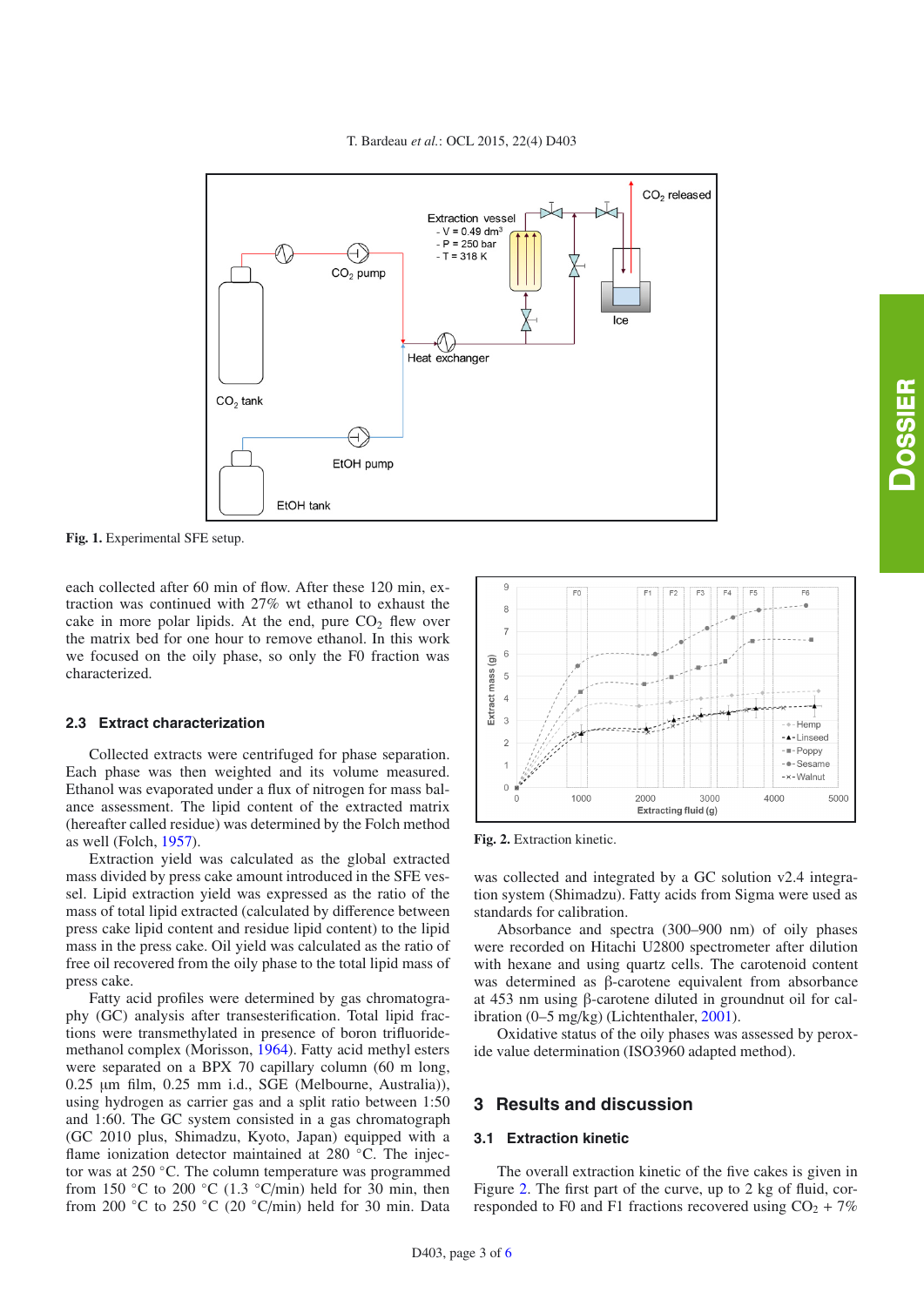**Fig. 1.** Experimental SFE setup.

each collected after 60 min of flow. After these 120 min, extraction was continued with 27% wt ethanol to exhaust the cake in more polar lipids. At the end, pure $CO_2$ flew over the matrix bed for one hour to remove ethanol. In this work we focused on the oily phase, so only the F0 fraction was characterized.

### 2.3 Extract characterization

Collected extracts were centrifuged for phase separation. Each phase was then weighted and its volume measured. Ethanol was evaporated under a flux of nitrogen for mass balance assessment. The lipid content of the extracted matrix (hereafter called residue) was determined by the Folch method as well (Folch, 1957).

Extraction yield was calculated as the global extracted mass divided by press cake amount introduced in the SFE vessel. Lipid extraction yield was expressed as the ratio of the mass of total lipid extracted (calculated by difference between press cake lipid content and residue lipid content) to the lipid mass in the press cake. Oil yield was calculated as the ratio of free oil recovered from the oily phase to the total lipid mass of press cake.

Fatty acid profiles were determined by gas chromatography (GC) analysis after transesterification. Total lipid fractions were transmethylated in presence of boron trifluoride-methanol complex (Morisson, 1964). Fatty acid methyl esters were separated on a BPX 70 capillary column (60 m long, 0.25 μm film, 0.25 mm i.d., SGE (Melbourne, Australia)), using hydrogen as carrier gas and a split ratio between 1:50 and 1:60. The GC system consisted in a gas chromatograph (GC 2010 plus, Shimadzu, Kyoto, Japan) equipped with a flame ionization detector maintained at 280 °C. The injector was at 250 °C. The column temperature was programmed from 150 °C to 200 °C (1.3 °C/min) held for 30 min, then from 200 °C to 250 °C (20 °C/min) held for 30 min. Data was collected and integrated by a GC solution v2.4 integration system (Shimadzu). Fatty acids from Sigma were used as standards for calibration.

**Fig. 2.** Extraction kinetic.

Absorbance and spectra (300–900 nm) of oily phases were recorded on Hitachi U2800 spectrometer after dilution with hexane and using quartz cells. The carotenoid content was determined as β-carotene equivalent from absorbance at 453 nm using β-carotene diluted in groundnut oil for calibration (0–5 mg/kg) (Lichtenthaler, 2001).

Oxidative status of the oily phases was assessed by peroxide value determination (ISO3960 adapted method).

## 3 Results and discussion

### 3.1 Extraction kinetic

The overall extraction kinetic of the five cakes is given in Figure 2. The first part of the curve, up to 2 kg of fluid, corresponded to F0 and F1 fractions recovered using $CO_2$ + 7%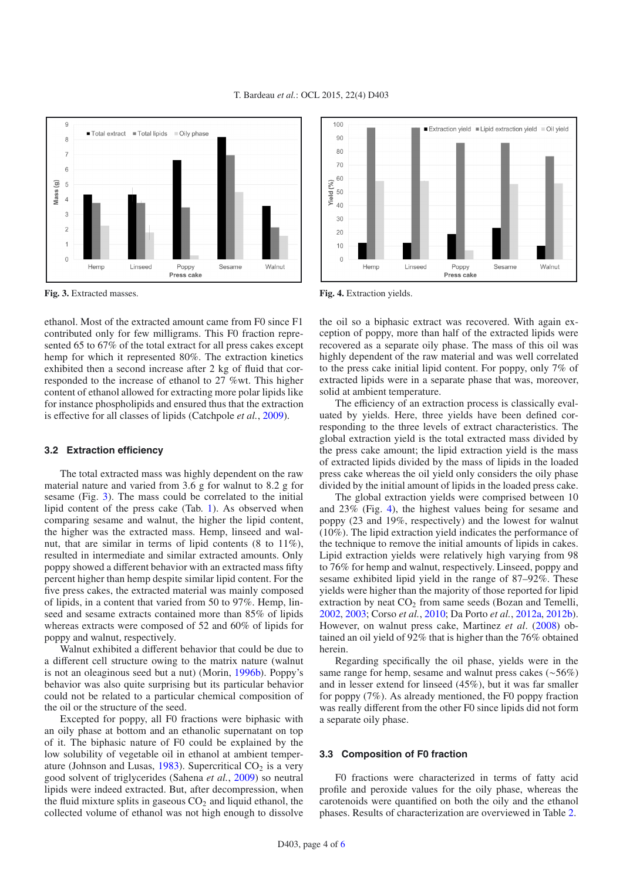Fig. 3. Extracted masses.

Fig. 4. Extraction yields.

ethanol. Most of the extracted amount came from F0 since F1 contributed only for few milligrams. This F0 fraction represented 65 to 67% of the total extract for all press cakes except hemp for which it represented 80%. The extraction kinetics exhibited then a second increase after 2 kg of fluid that corresponded to the increase of ethanol to 27 %wt. This higher content of ethanol allowed for extracting more polar lipids like for instance phospholipids and ensured thus that the extraction is effective for all classes of lipids (Catchpole *et al.*, 2009).

### 3.2 Extraction efficiency

The total extracted mass was highly dependent on the raw material nature and varied from 3.6 g for walnut to 8.2 g for sesame (Fig. 3). The mass could be correlated to the initial lipid content of the press cake (Tab. 1). As observed when comparing sesame and walnut, the higher the lipid content, the higher was the extracted mass. Hemp, linseed and walnut, that are similar in terms of lipid contents (8 to 11%), resulted in intermediate and similar extracted amounts. Only poppy showed a different behavior with an extracted mass fifty percent higher than hemp despite similar lipid content. For the five press cakes, the extracted material was mainly composed of lipids, in a content that varied from 50 to 97%. Hemp, linseed and sesame extracts contained more than 85% of lipids whereas extracts were composed of 52 and 60% of lipids for poppy and walnut, respectively.

Walnut exhibited a different behavior that could be due to a different cell structure owing to the matrix nature (walnut is not an oleaginous seed but a nut) (Morin, 1996b). Poppy's behavior was also quite surprising but its particular behavior could not be related to a particular chemical composition of the oil or the structure of the seed.

Excepted for poppy, all F0 fractions were biphasic with an oily phase at bottom and an ethanolic supernatant on top of it. The biphasic nature of F0 could be explained by the low solubility of vegetable oil in ethanol at ambient temperature (Johnson and Lusas, 1983). Supercritical $CO_2$ is a very good solvent of triglycerides (Sahena *et al.*, 2009) so neutral lipids were indeed extracted. But, after decompression, when the fluid mixture splits in gaseous $CO_2$ and liquid ethanol, the collected volume of ethanol was not high enough to dissolve the oil so a biphasic extract was recovered. With again exception of poppy, more than half of the extracted lipids were recovered as a separate oily phase. The mass of this oil was highly dependent of the raw material and was well correlated to the press cake initial lipid content. For poppy, only 7% of extracted lipids were in a separate phase that was, moreover, solid at ambient temperature.

The efficiency of an extraction process is classically evaluated by yields. Here, three yields have been defined corresponding to the three levels of extract characteristics. The global extraction yield is the total extracted mass divided by the press cake amount; the lipid extraction yield is the mass of extracted lipids divided by the mass of lipids in the loaded press cake whereas the oil yield only considers the oily phase divided by the initial amount of lipids in the loaded press cake.

The global extraction yields were comprised between 10 and 23% (Fig. 4), the highest values being for sesame and poppy (23 and 19%, respectively) and the lowest for walnut (10%). The lipid extraction yield indicates the performance of the technique to remove the initial amounts of lipids in cakes. Lipid extraction yields were relatively high varying from 98 to 76% for hemp and walnut, respectively. Linseed, poppy and sesame exhibited lipid yield in the range of 87–92%. These yields were higher than the majority of those reported for lipid extraction by neat $CO_2$ from same seeds (Bozan and Temelli, 2002, 2003; Corso *et al.*, 2010; Da Porto *et al.*, 2012a, 2012b). However, on walnut press cake, Martinez *et al.* (2008) obtained an oil yield of 92% that is higher than the 76% obtained herein.

Regarding specifically the oil phase, yields were in the same range for hemp, sesame and walnut press cakes (~56%) and in lesser extend for linseed (45%), but it was far smaller for poppy (7%). As already mentioned, the F0 poppy fraction was really different from the other F0 since lipids did not form a separate oily phase.

### 3.3 Composition of F0 fraction

F0 fractions were characterized in terms of fatty acid profile and peroxide values for the oily phase, whereas the carotenoids were quantified on both the oily and the ethanol phases. Results of characterization are overviewed in Table 2.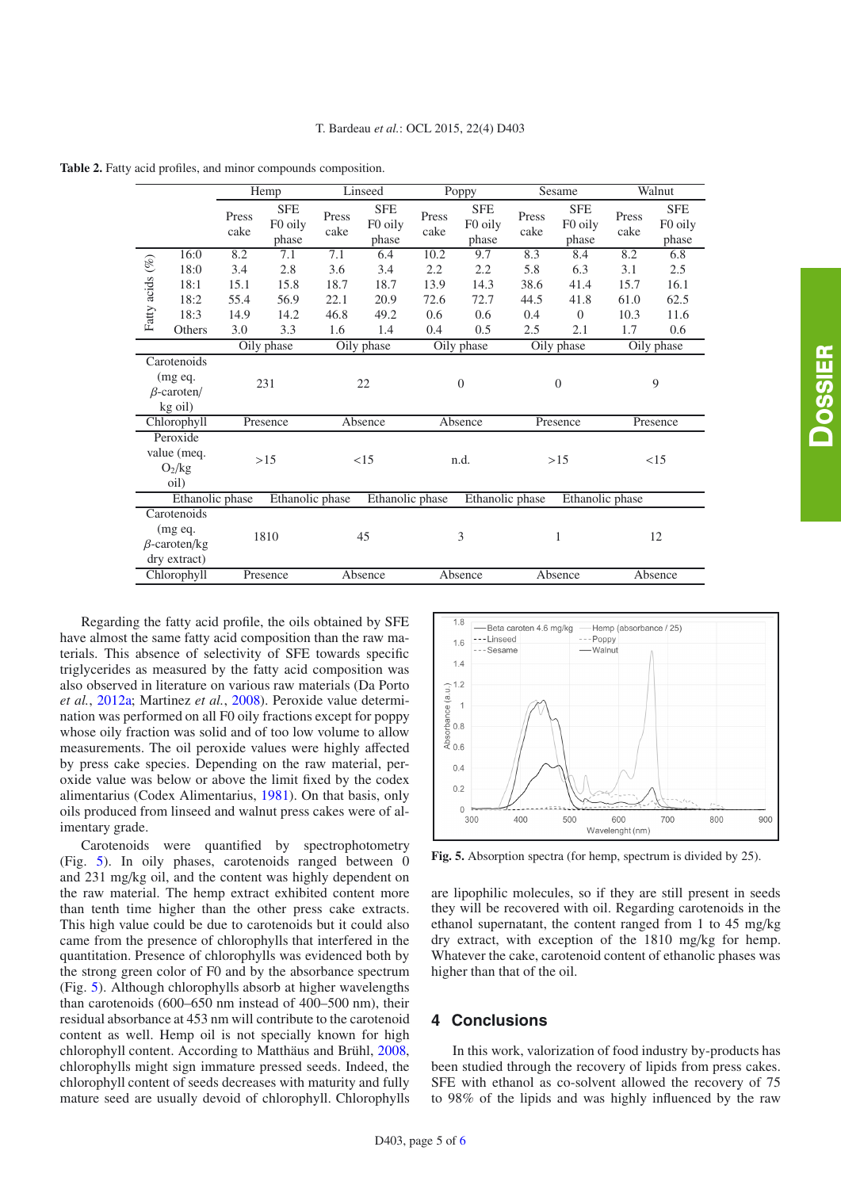**Table 2.** Fatty acid profiles, and minor compounds composition.

| | | Hemp | | Linseed | | Poppy | | Sesame | | Walnut | |
|---|---|---|---|---|---|---|---|---|---|---|---|
| | | Press cake | SFE F0 oily phase | Press cake | SFE F0 oily phase | Press cake | SFE F0 oily phase | Press cake | SFE F0 oily phase | Press cake | SFE F0 oily phase |
| Fatty acids (%) | 16:0 | 8.2 | 7.1 | 7.1 | 6.4 | 10.2 | 9.7 | 8.3 | 8.4 | 8.2 | 6.8 |
| | 18:0 | 3.4 | 2.8 | 3.6 | 3.4 | 2.2 | 2.2 | 5.8 | 6.3 | 3.1 | 2.5 |
| | 18:1 | 15.1 | 15.8 | 18.7 | 18.7 | 13.9 | 14.3 | 38.6 | 41.4 | 15.7 | 16.1 |
| | 18:2 | 55.4 | 56.9 | 22.1 | 20.9 | 72.6 | 72.7 | 44.5 | 41.8 | 61.0 | 62.5 |
| | 18:3 | 14.9 | 14.2 | 46.8 | 49.2 | 0.6 | 0.6 | 0.4 | 0 | 10.3 | 11.6 |
| | Others | 3.0 | 3.3 | 1.6 | 1.4 | 0.4 | 0.5 | 2.5 | 2.1 | 1.7 | 0.6 |
| | | Oily phase | | Oily phase | | Oily phase | | Oily phase | | Oily phase | |
| Carotenoids (mg eq. $\beta$-caroten/ kg oil) | | 231 | | 22 | | 0 | | 0 | | 9 | |
| Chlorophyll | | Presence | | Absence | | Absence | | Presence | | Presence | |
| Peroxide value (meq. $O_2$/kg oil) | | >15 | | <15 | | n.d. | | >15 | | <15 | |
| | | Ethanolic phase | | Ethanolic phase | | Ethanolic phase | | Ethanolic phase | | Ethanolic phase | |
| Carotenoids (mg eq. $\beta$-caroten/kg dry extract) | | 1810 | | 45 | | 3 | | 1 | | 12 | |
| Chlorophyll | | Presence | | Absence | | Absence | | Absence | | Absence | |

Regarding the fatty acid profile, the oils obtained by SFE have almost the same fatty acid composition than the raw materials. This absence of selectivity of SFE towards specific triglycerides as measured by the fatty acid composition was also observed in literature on various raw materials (Da Porto *et al.*, 2012a; Martinez *et al.*, 2008). Peroxide value determination was performed on all F0 oily fractions except for poppy whose oily fraction was solid and of too low volume to allow measurements. The oil peroxide values were highly affected by press cake species. Depending on the raw material, peroxide value was below or above the limit fixed by the codex alimentarius (Codex Alimentarius, 1981). On that basis, only oils produced from linseed and walnut press cakes were of alimentary grade.

Carotenoids were quantified by spectrophotometry (Fig. 5). In oily phases, carotenoids ranged between 0 and 231 mg/kg oil, and the content was highly dependent on the raw material. The hemp extract exhibited content more than tenth time higher than the other press cake extracts. This high value could be due to carotenoids but it could also came from the presence of chlorophylls that interfered in the quantitation. Presence of chlorophylls was evidenced both by the strong green color of F0 and by the absorbance spectrum (Fig. 5). Although chlorophylls absorb at higher wavelengths than carotenoids (600–650 nm instead of 400–500 nm), their residual absorbance at 453 nm will contribute to the carotenoid content as well. Hemp oil is not specially known for high chlorophyll content. According to Matthäus and Brühl, 2008, chlorophylls might sign immature pressed seeds. Indeed, the chlorophyll content of seeds decreases with maturity and fully mature seed are usually devoid of chlorophyll. Chlorophylls are lipophilic molecules, so if they are still present in seeds they will be recovered with oil. Regarding carotenoids in the ethanol supernatant, the content ranged from 1 to 45 mg/kg dry extract, with exception of the 1810 mg/kg for hemp. Whatever the cake, carotenoid content of ethanolic phases was higher than that of the oil.

**Fig. 5.** Absorption spectra (for hemp, spectrum is divided by 25).

## 4 Conclusions

In this work, valorization of food industry by-products has been studied through the recovery of lipids from press cakes. SFE with ethanol as co-solvent allowed the recovery of 75 to 98% of the lipids and was highly influenced by the raw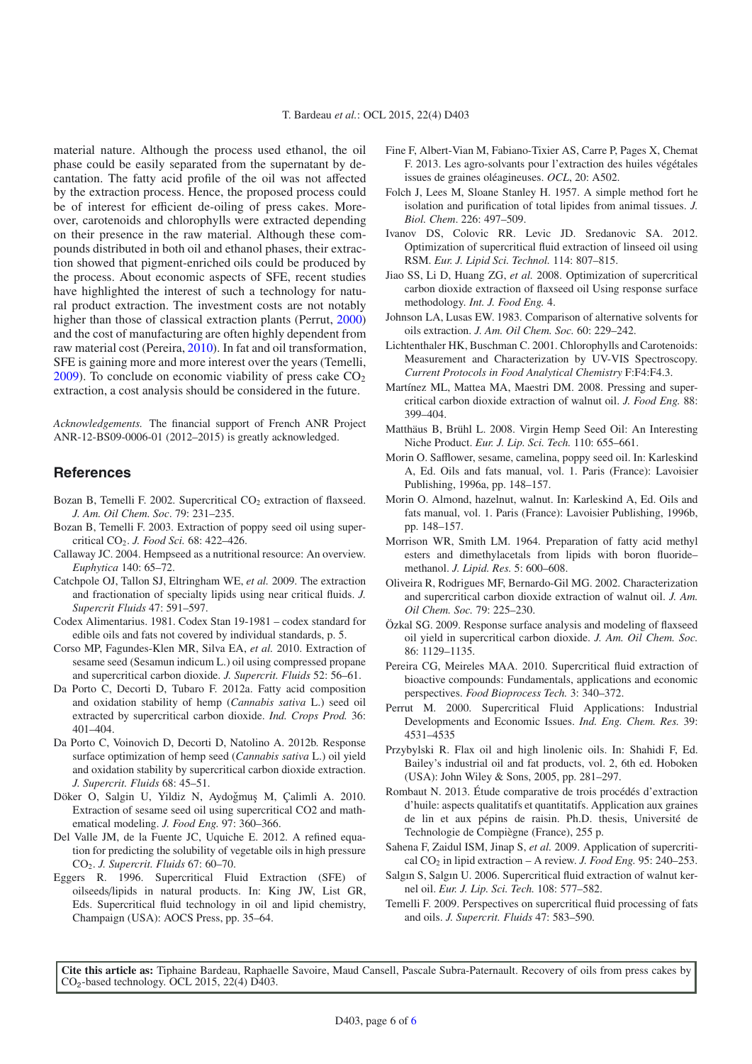material nature. Although the process used ethanol, the oil phase could be easily separated from the supernatant by decantation. The fatty acid profile of the oil was not affected by the extraction process. Hence, the proposed process could be of interest for efficient de-oiling of press cakes. Moreover, carotenoids and chlorophylls were extracted depending on their presence in the raw material. Although these compounds distributed in both oil and ethanol phases, their extraction showed that pigment-enriched oils could be produced by the process. About economic aspects of SFE, recent studies have highlighted the interest of such a technology for natural product extraction. The investment costs are not notably higher than those of classical extraction plants (Perrut, 2000) and the cost of manufacturing are often highly dependent from raw material cost (Pereira, 2010). In fat and oil transformation, SFE is gaining more and more interest over the years (Temelli, 2009). To conclude on economic viability of press cake $CO_2$ extraction, a cost analysis should be considered in the future.

*Acknowledgements.* The financial support of French ANR Project ANR-12-BS09-0006-01 (2012–2015) is greatly acknowledged.

## References

Bozan B, Temelli F. 2002. Supercritical $CO_2$ extraction of flaxseed. *J. Am. Oil Chem. Soc*. 79: 231–235.

Bozan B, Temelli F. 2003. Extraction of poppy seed oil using supercritical $CO_2$. *J. Food Sci.* 68: 422–426.

Callaway JC. 2004. Hempseed as a nutritional resource: An overview. *Euphytica* 140: 65–72.

Catchpole OJ, Tallon SJ, Eltringham WE, *et al.* 2009. The extraction and fractionation of specialty lipids using near critical fluids. *J. Supercrit Fluids* 47: 591–597.

Codex Alimentarius. 1981. Codex Stan 19-1981 – codex standard for edible oils and fats not covered by individual standards, p. 5.

Corso MP, Fagundes-Klen MR, Silva EA, *et al.* 2010. Extraction of sesame seed (Sesamun indicum L.) oil using compressed propane and supercritical carbon dioxide. *J. Supercrit. Fluids* 52: 56–61.

Da Porto C, Decorti D, Tubaro F. 2012a. Fatty acid composition and oxidation stability of hemp (*Cannabis sativa* L.) seed oil extracted by supercritical carbon dioxide. *Ind. Crops Prod.* 36: 401–404.

Da Porto C, Voinovich D, Decorti D, Natolino A. 2012b. Response surface optimization of hemp seed (*Cannabis sativa* L.) oil yield and oxidation stability by supercritical carbon dioxide extraction. *J. Supercrit. Fluids* 68: 45–51.

Döker O, Salgin U, Yildiz N, Aydoğmuş M, Çalimli A. 2010. Extraction of sesame seed oil using supercritical CO2 and mathematical modeling. *J. Food Eng.* 97: 360–366.

Del Valle JM, de la Fuente JC, Uquiche E. 2012. A refined equation for predicting the solubility of vegetable oils in high pressure $CO_2$. *J. Supercrit. Fluids* 67: 60–70.

Eggers R. 1996. Supercritical Fluid Extraction (SFE) of oilseeds/lipids in natural products. In: King JW, List GR, Eds. Supercritical fluid technology in oil and lipid chemistry, Champaign (USA): AOCS Press, pp. 35–64.

Fine F, Albert-Vian M, Fabiano-Tixier AS, Carre P, Pages X, Chemat F. 2013. Les agro-solvants pour l'extraction des huiles végétales issues de graines oléagineuses. *OCL*, 20: A502.

Folch J, Lees M, Sloane Stanley H. 1957. A simple method fort he isolation and purification of total lipides from animal tissues. *J. Biol. Chem*. 226: 497–509.

Ivanov DS, Colovic RR. Levic JD. Sredanovic SA. 2012. Optimization of supercritical fluid extraction of linseed oil using RSM. *Eur. J. Lipid Sci. Technol.* 114: 807–815.

Jiao SS, Li D, Huang ZG, *et al.* 2008. Optimization of supercritical carbon dioxide extraction of flaxseed oil Using response surface methodology. *Int. J. Food Eng.* 4.

Johnson LA, Lusas EW. 1983. Comparison of alternative solvents for oils extraction. *J. Am. Oil Chem. Soc.* 60: 229–242.

Lichtenthaler HK, Buschman C. 2001. Chlorophylls and Carotenoids: Measurement and Characterization by UV-VIS Spectroscopy. *Current Protocols in Food Analytical Chemistry* F:F4:F4.3.

Martínez ML, Mattea MA, Maestri DM. 2008. Pressing and supercritical carbon dioxide extraction of walnut oil. *J. Food Eng.* 88: 399–404.

Matthäus B, Brühl L. 2008. Virgin Hemp Seed Oil: An Interesting Niche Product. *Eur. J. Lip. Sci. Tech.* 110: 655–661.

Morin O. Safflower, sesame, camelina, poppy seed oil. In: Karleskind A, Ed. Oils and fats manual, vol. 1. Paris (France): Lavoisier Publishing, 1996a, pp. 148–157.

Morin O. Almond, hazelnut, walnut. In: Karleskind A, Ed. Oils and fats manual, vol. 1. Paris (France): Lavoisier Publishing, 1996b, pp. 148–157.

Morrison WR, Smith LM. 1964. Preparation of fatty acid methyl esters and dimethylacetals from lipids with boron fluoride–methanol. *J. Lipid. Res.* 5: 600–608.

Oliveira R, Rodrigues MF, Bernardo-Gil MG. 2002. Characterization and supercritical carbon dioxide extraction of walnut oil. *J. Am. Oil Chem. Soc.* 79: 225–230.

Özkal SG. 2009. Response surface analysis and modeling of flaxseed oil yield in supercritical carbon dioxide. *J. Am. Oil Chem. Soc.* 86: 1129–1135.

Pereira CG, Meireles MAA. 2010. Supercritical fluid extraction of bioactive compounds: Fundamentals, applications and economic perspectives. *Food Bioprocess Tech.* 3: 340–372.

Perrut M. 2000. Supercritical Fluid Applications: Industrial Developments and Economic Issues. *Ind. Eng. Chem. Res.* 39: 4531–4535

Przybylski R. Flax oil and high linolenic oils. In: Shahidi F, Ed. Bailey's industrial oil and fat products, vol. 2, 6th ed. Hoboken (USA): John Wiley & Sons, 2005, pp. 281–297.

Rombaut N. 2013. Étude comparative de trois procédés d'extraction d'huile: aspects qualitatifs et quantitatifs. Application aux graines de lin et aux pépins de raisin. Ph.D. thesis, Université de Technologie de Compiègne (France), 255 p.

Sahena F, Zaidul ISM, Jinap S, *et al.* 2009. Application of supercritical $CO_2$ in lipid extraction – A review. *J. Food Eng.* 95: 240–253.

Salgın S, Salgın U. 2006. Supercritical fluid extraction of walnut kernel oil. *Eur. J. Lip. Sci. Tech.* 108: 577–582.

Temelli F. 2009. Perspectives on supercritical fluid processing of fats and oils. *J. Supercrit. Fluids* 47: 583–590.

**Cite this article as:** Tiphaine Bardeau, Raphaelle Savoire, Maud Cansell, Pascale Subra-Paternault. Recovery of oils from press cakes by $CO_2$-based technology. OCL 2015, 22(4) D403.